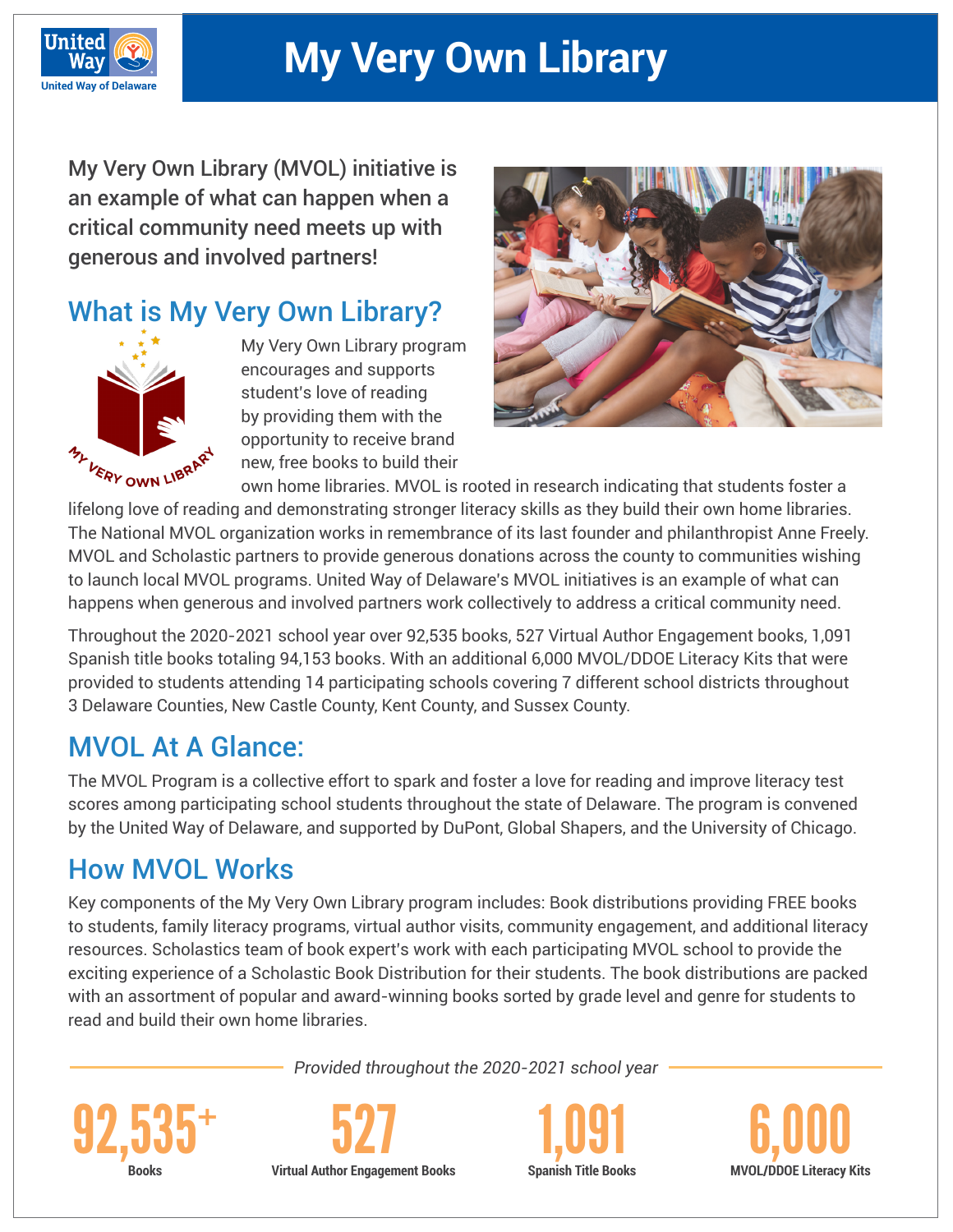United Way of Delaware

# My Very Own Library

My Very Own Library (MVOL) initiative is an example of what can happen when a critical community need meets up with generous and involved partners!

## What is My Very Own Library?

My Very Own Library program encourages and supports student's love of reading by providing them with the opportunity to receive brand new, free books to build their own home libraries. MVOL is rooted in research indicating that students foster a lifelong love of reading and demonstrating stronger literacy skills as they build their own home libraries. The National MVOL organization works in remembrance of its last founder and philanthropist Anne Freely. MVOL and Scholastic partners to provide generous donations across the county to communities wishing to launch local MVOL programs. United Way of Delaware's MVOL initiatives is an example of what can happens when generous and involved partners work collectively to address a critical community need.

Throughout the 2020-2021 school year over 92,535 books, 527 Virtual Author Engagement books, 1,091 Spanish title books totaling 94,153 books. With an additional 6,000 MVOL/DDOE Literacy Kits that were provided to students attending 14 participating schools covering 7 different school districts throughout 3 Delaware Counties, New Castle County, Kent County, and Sussex County.

## MVOL At A Glance:

The MVOL Program is a collective effort to spark and foster a love for reading and improve literacy test scores among participating school students throughout the state of Delaware. The program is convened by the United Way of Delaware, and supported by DuPont, Global Shapers, and the University of Chicago.

## How MVOL Works

Key components of the My Very Own Library program includes: Book distributions providing FREE books to students, family literacy programs, virtual author visits, community engagement, and additional literacy resources. Scholastics team of book expert's work with each participating MVOL school to provide the exciting experience of a Scholastic Book Distribution for their students. The book distributions are packed with an assortment of popular and award-winning books sorted by grade level and genre for students to read and build their own home libraries.

*Provided throughout the 2020-2021 school year*

**92,535+**
Books

**527**
Virtual Author Engagement Books

**1,091**
Spanish Title Books

**6,000**
MVOL/DDOE Literacy Kits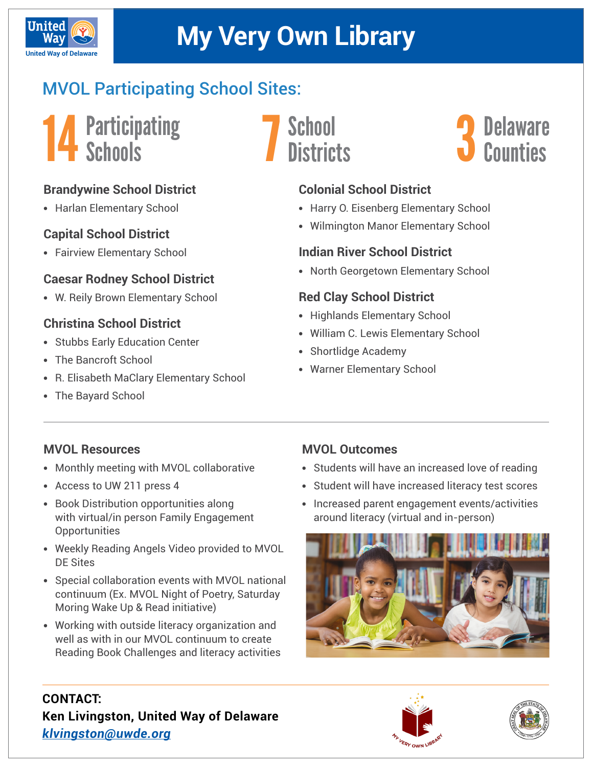# My Very Own Library

United Way of Delaware

## MVOL Participating School Sites:

**14** Participating Schools

**7** School Districts

**3** Delaware Counties

### Brandywine School District

- Harlan Elementary School

### Capital School District

- Fairview Elementary School

### Caesar Rodney School District

- W. Reily Brown Elementary School

### Christina School District

- Stubbs Early Education Center
- The Bancroft School
- R. Elisabeth MaClary Elementary School
- The Bayard School

### Colonial School District

- Harry O. Eisenberg Elementary School
- Wilmington Manor Elementary School

### Indian River School District

- North Georgetown Elementary School

### Red Clay School District

- Highlands Elementary School
- William C. Lewis Elementary School
- Shortlidge Academy
- Warner Elementary School

---

### MVOL Resources

- Monthly meeting with MVOL collaborative
- Access to UW 211 press 4
- Book Distribution opportunities along with virtual/in person Family Engagement Opportunities
- Weekly Reading Angels Video provided to MVOL DE Sites
- Special collaboration events with MVOL national continuum (Ex. MVOL Night of Poetry, Saturday Moring Wake Up & Read initiative)
- Working with outside literacy organization and well as with in our MVOL continuum to create Reading Book Challenges and literacy activities

### MVOL Outcomes

- Students will have an increased love of reading
- Student will have increased literacy test scores
- Increased parent engagement events/activities around literacy (virtual and in-person)

---

**CONTACT:**
**Ken Livingston, United Way of Delaware**
**[klvingston@uwde.org](mailto:klvingston@uwde.org)**

MY VERY OWN LIBRARY